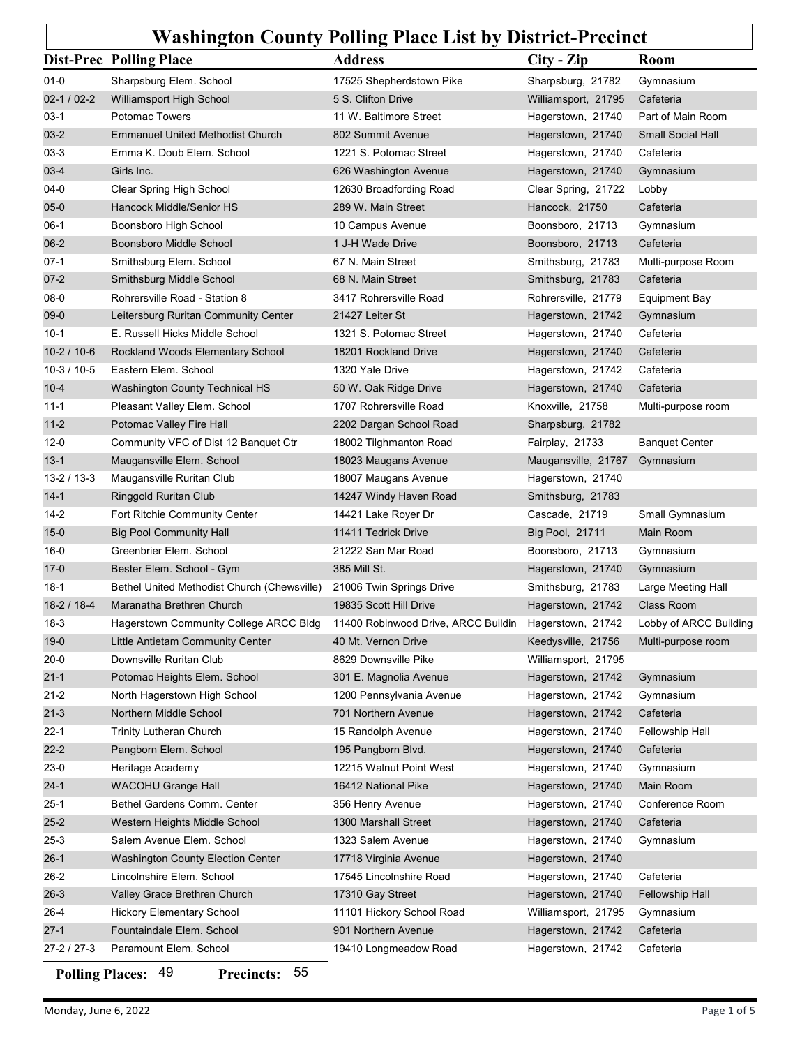# Washington County Polling Place List by District-Precinct

| Dist-Prec | Polling Place | Address | City - Zip | Room |
|---|---|---|---|---|
| 01-0 | Sharpsburg Elem. School | 17525 Shepherdstown Pike | Sharpsburg, 21782 | Gymnasium |
| 02-1 / 02-2 | Williamsport High School | 5 S. Clifton Drive | Williamsport, 21795 | Cafeteria |
| 03-1 | Potomac Towers | 11 W. Baltimore Street | Hagerstown, 21740 | Part of Main Room |
| 03-2 | Emmanuel United Methodist Church | 802 Summit Avenue | Hagerstown, 21740 | Small Social Hall |
| 03-3 | Emma K. Doub Elem. School | 1221 S. Potomac Street | Hagerstown, 21740 | Cafeteria |
| 03-4 | Girls Inc. | 626 Washington Avenue | Hagerstown, 21740 | Gymnasium |
| 04-0 | Clear Spring High School | 12630 Broadfording Road | Clear Spring, 21722 | Lobby |
| 05-0 | Hancock Middle/Senior HS | 289 W. Main Street | Hancock, 21750 | Cafeteria |
| 06-1 | Boonsboro High School | 10 Campus Avenue | Boonsboro, 21713 | Gymnasium |
| 06-2 | Boonsboro Middle School | 1 J-H Wade Drive | Boonsboro, 21713 | Cafeteria |
| 07-1 | Smithsburg Elem. School | 67 N. Main Street | Smithsburg, 21783 | Multi-purpose Room |
| 07-2 | Smithsburg Middle School | 68 N. Main Street | Smithsburg, 21783 | Cafeteria |
| 08-0 | Rohrersville Road - Station 8 | 3417 Rohrersville Road | Rohrersville, 21779 | Equipment Bay |
| 09-0 | Leitersburg Ruritan Community Center | 21427 Leiter St | Hagerstown, 21742 | Gymnasium |
| 10-1 | E. Russell Hicks Middle School | 1321 S. Potomac Street | Hagerstown, 21740 | Cafeteria |
| 10-2 / 10-6 | Rockland Woods Elementary School | 18201 Rockland Drive | Hagerstown, 21740 | Cafeteria |
| 10-3 / 10-5 | Eastern Elem. School | 1320 Yale Drive | Hagerstown, 21742 | Cafeteria |
| 10-4 | Washington County Technical HS | 50 W. Oak Ridge Drive | Hagerstown, 21740 | Cafeteria |
| 11-1 | Pleasant Valley Elem. School | 1707 Rohrersville Road | Knoxville, 21758 | Multi-purpose room |
| 11-2 | Potomac Valley Fire Hall | 2202 Dargan School Road | Sharpsburg, 21782 | |
| 12-0 | Community VFC of Dist 12 Banquet Ctr | 18002 Tilghmanton Road | Fairplay, 21733 | Banquet Center |
| 13-1 | Maugansville Elem. School | 18023 Maugans Avenue | Maugansville, 21767 | Gymnasium |
| 13-2 / 13-3 | Maugansville Ruritan Club | 18007 Maugans Avenue | Hagerstown, 21740 | |
| 14-1 | Ringgold Ruritan Club | 14247 Windy Haven Road | Smithsburg, 21783 | |
| 14-2 | Fort Ritchie Community Center | 14421 Lake Royer Dr | Cascade, 21719 | Small Gymnasium |
| 15-0 | Big Pool Community Hall | 11411 Tedrick Drive | Big Pool, 21711 | Main Room |
| 16-0 | Greenbrier Elem. School | 21222 San Mar Road | Boonsboro, 21713 | Gymnasium |
| 17-0 | Bester Elem. School - Gym | 385 Mill St. | Hagerstown, 21740 | Gymnasium |
| 18-1 | Bethel United Methodist Church (Chewsville) | 21006 Twin Springs Drive | Smithsburg, 21783 | Large Meeting Hall |
| 18-2 / 18-4 | Maranatha Brethren Church | 19835 Scott Hill Drive | Hagerstown, 21742 | Class Room |
| 18-3 | Hagerstown Community College ARCC Bldg | 11400 Robinwood Drive, ARCC Buildin | Hagerstown, 21742 | Lobby of ARCC Building |
| 19-0 | Little Antietam Community Center | 40 Mt. Vernon Drive | Keedysville, 21756 | Multi-purpose room |
| 20-0 | Downsville Ruritan Club | 8629 Downsville Pike | Williamsport, 21795 | |
| 21-1 | Potomac Heights Elem. School | 301 E. Magnolia Avenue | Hagerstown, 21742 | Gymnasium |
| 21-2 | North Hagerstown High School | 1200 Pennsylvania Avenue | Hagerstown, 21742 | Gymnasium |
| 21-3 | Northern Middle School | 701 Northern Avenue | Hagerstown, 21742 | Cafeteria |
| 22-1 | Trinity Lutheran Church | 15 Randolph Avenue | Hagerstown, 21740 | Fellowship Hall |
| 22-2 | Pangborn Elem. School | 195 Pangborn Blvd. | Hagerstown, 21740 | Cafeteria |
| 23-0 | Heritage Academy | 12215 Walnut Point West | Hagerstown, 21740 | Gymnasium |
| 24-1 | WACOHU Grange Hall | 16412 National Pike | Hagerstown, 21740 | Main Room |
| 25-1 | Bethel Gardens Comm. Center | 356 Henry Avenue | Hagerstown, 21740 | Conference Room |
| 25-2 | Western Heights Middle School | 1300 Marshall Street | Hagerstown, 21740 | Cafeteria |
| 25-3 | Salem Avenue Elem. School | 1323 Salem Avenue | Hagerstown, 21740 | Gymnasium |
| 26-1 | Washington County Election Center | 17718 Virginia Avenue | Hagerstown, 21740 | |
| 26-2 | Lincolnshire Elem. School | 17545 Lincolnshire Road | Hagerstown, 21740 | Cafeteria |
| 26-3 | Valley Grace Brethren Church | 17310 Gay Street | Hagerstown, 21740 | Fellowship Hall |
| 26-4 | Hickory Elementary School | 11101 Hickory School Road | Williamsport, 21795 | Gymnasium |
| 27-1 | Fountaindale Elem. School | 901 Northern Avenue | Hagerstown, 21742 | Cafeteria |
| 27-2 / 27-3 | Paramount Elem. School | 19410 Longmeadow Road | Hagerstown, 21742 | Cafeteria |

**Polling Places:** 49 **Precincts:** 55

Monday, June 6, 2022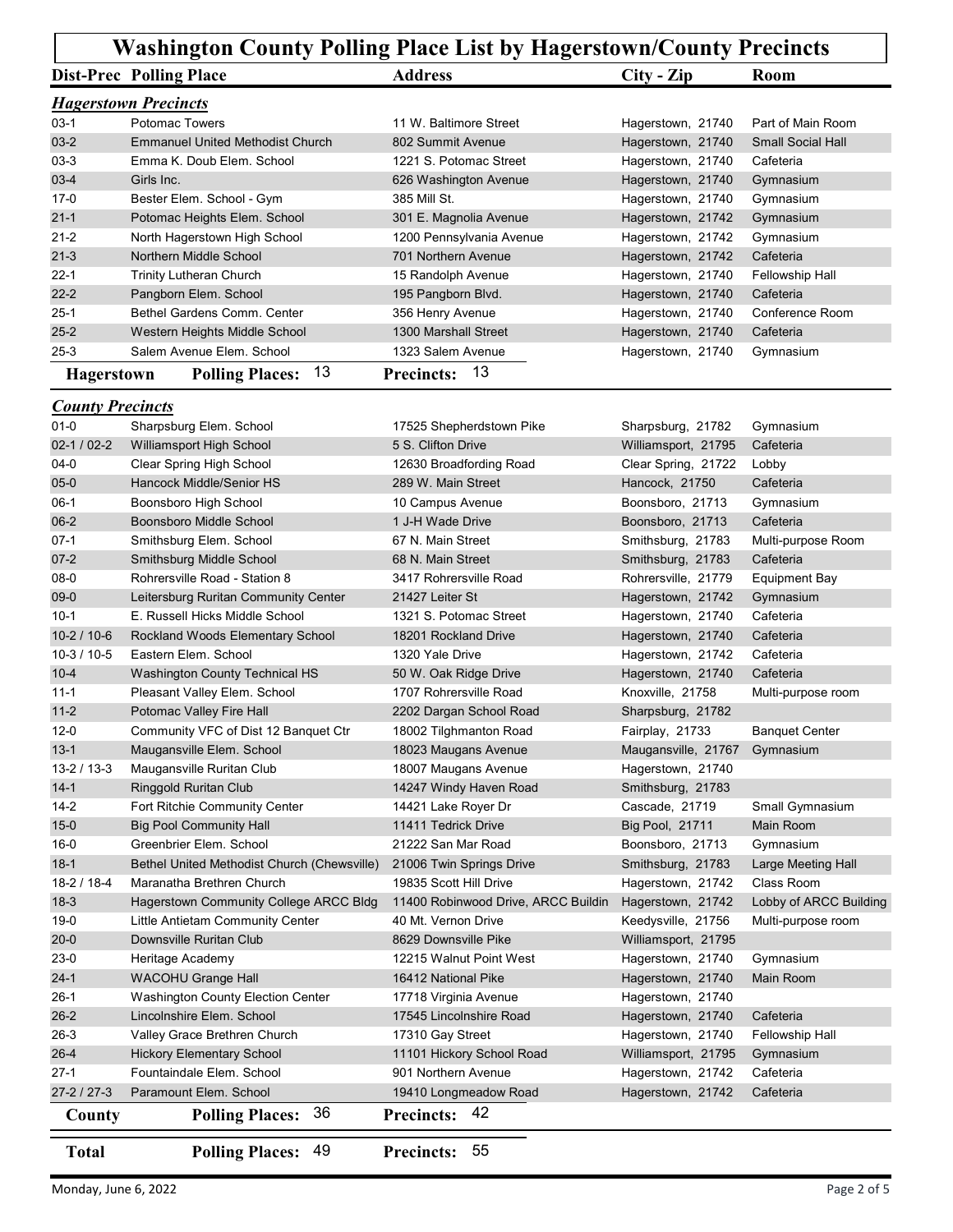# Washington County Polling Place List by Hagerstown/County Precincts

| Dist-Prec | Polling Place | Address | City - Zip | Room |
|---|---|---|---|---|
| ***Hagerstown Precincts*** | | | | |
| 03-1 | Potomac Towers | 11 W. Baltimore Street | Hagerstown, 21740 | Part of Main Room |
| 03-2 | Emmanuel United Methodist Church | 802 Summit Avenue | Hagerstown, 21740 | Small Social Hall |
| 03-3 | Emma K. Doub Elem. School | 1221 S. Potomac Street | Hagerstown, 21740 | Cafeteria |
| 03-4 | Girls Inc. | 626 Washington Avenue | Hagerstown, 21740 | Gymnasium |
| 17-0 | Bester Elem. School - Gym | 385 Mill St. | Hagerstown, 21740 | Gymnasium |
| 21-1 | Potomac Heights Elem. School | 301 E. Magnolia Avenue | Hagerstown, 21742 | Gymnasium |
| 21-2 | North Hagerstown High School | 1200 Pennsylvania Avenue | Hagerstown, 21742 | Gymnasium |
| 21-3 | Northern Middle School | 701 Northern Avenue | Hagerstown, 21742 | Cafeteria |
| 22-1 | Trinity Lutheran Church | 15 Randolph Avenue | Hagerstown, 21740 | Fellowship Hall |
| 22-2 | Pangborn Elem. School | 195 Pangborn Blvd. | Hagerstown, 21740 | Cafeteria |
| 25-1 | Bethel Gardens Comm. Center | 356 Henry Avenue | Hagerstown, 21740 | Conference Room |
| 25-2 | Western Heights Middle School | 1300 Marshall Street | Hagerstown, 21740 | Cafeteria |
| 25-3 | Salem Avenue Elem. School | 1323 Salem Avenue | Hagerstown, 21740 | Gymnasium |
| **Hagerstown** | **Polling Places:** 13 | **Precincts:** 13 | | |
| ***County Precincts*** | | | | |
| 01-0 | Sharpsburg Elem. School | 17525 Shepherdstown Pike | Sharpsburg, 21782 | Gymnasium |
| 02-1 / 02-2 | Williamsport High School | 5 S. Clifton Drive | Williamsport, 21795 | Cafeteria |
| 04-0 | Clear Spring High School | 12630 Broadfording Road | Clear Spring, 21722 | Lobby |
| 05-0 | Hancock Middle/Senior HS | 289 W. Main Street | Hancock, 21750 | Cafeteria |
| 06-1 | Boonsboro High School | 10 Campus Avenue | Boonsboro, 21713 | Gymnasium |
| 06-2 | Boonsboro Middle School | 1 J-H Wade Drive | Boonsboro, 21713 | Cafeteria |
| 07-1 | Smithsburg Elem. School | 67 N. Main Street | Smithsburg, 21783 | Multi-purpose Room |
| 07-2 | Smithsburg Middle School | 68 N. Main Street | Smithsburg, 21783 | Cafeteria |
| 08-0 | Rohrersville Road - Station 8 | 3417 Rohrersville Road | Rohrersville, 21779 | Equipment Bay |
| 09-0 | Leitersburg Ruritan Community Center | 21427 Leiter St | Hagerstown, 21742 | Gymnasium |
| 10-1 | E. Russell Hicks Middle School | 1321 S. Potomac Street | Hagerstown, 21740 | Cafeteria |
| 10-2 / 10-6 | Rockland Woods Elementary School | 18201 Rockland Drive | Hagerstown, 21740 | Cafeteria |
| 10-3 / 10-5 | Eastern Elem. School | 1320 Yale Drive | Hagerstown, 21742 | Cafeteria |
| 10-4 | Washington County Technical HS | 50 W. Oak Ridge Drive | Hagerstown, 21740 | Cafeteria |
| 11-1 | Pleasant Valley Elem. School | 1707 Rohrersville Road | Knoxville, 21758 | Multi-purpose room |
| 11-2 | Potomac Valley Fire Hall | 2202 Dargan School Road | Sharpsburg, 21782 | |
| 12-0 | Community VFC of Dist 12 Banquet Ctr | 18002 Tilghmanton Road | Fairplay, 21733 | Banquet Center |
| 13-1 | Maugansville Elem. School | 18023 Maugans Avenue | Maugansville, 21767 | Gymnasium |
| 13-2 / 13-3 | Maugansville Ruritan Club | 18007 Maugans Avenue | Hagerstown, 21740 | |
| 14-1 | Ringgold Ruritan Club | 14247 Windy Haven Road | Smithsburg, 21783 | |
| 14-2 | Fort Ritchie Community Center | 14421 Lake Royer Dr | Cascade, 21719 | Small Gymnasium |
| 15-0 | Big Pool Community Hall | 11411 Tedrick Drive | Big Pool, 21711 | Main Room |
| 16-0 | Greenbrier Elem. School | 21222 San Mar Road | Boonsboro, 21713 | Gymnasium |
| 18-1 | Bethel United Methodist Church (Chewsville) | 21006 Twin Springs Drive | Smithsburg, 21783 | Large Meeting Hall |
| 18-2 / 18-4 | Maranatha Brethren Church | 19835 Scott Hill Drive | Hagerstown, 21742 | Class Room |
| 18-3 | Hagerstown Community College ARCC Bldg | 11400 Robinwood Drive, ARCC Buildin | Hagerstown, 21742 | Lobby of ARCC Building |
| 19-0 | Little Antietam Community Center | 40 Mt. Vernon Drive | Keedysville, 21756 | Multi-purpose room |
| 20-0 | Downsville Ruritan Club | 8629 Downsville Pike | Williamsport, 21795 | |
| 23-0 | Heritage Academy | 12215 Walnut Point West | Hagerstown, 21740 | Gymnasium |
| 24-1 | WACOHU Grange Hall | 16412 National Pike | Hagerstown, 21740 | Main Room |
| 26-1 | Washington County Election Center | 17718 Virginia Avenue | Hagerstown, 21740 | |
| 26-2 | Lincolnshire Elem. School | 17545 Lincolnshire Road | Hagerstown, 21740 | Cafeteria |
| 26-3 | Valley Grace Brethren Church | 17310 Gay Street | Hagerstown, 21740 | Fellowship Hall |
| 26-4 | Hickory Elementary School | 11101 Hickory School Road | Williamsport, 21795 | Gymnasium |
| 27-1 | Fountaindale Elem. School | 901 Northern Avenue | Hagerstown, 21742 | Cafeteria |
| 27-2 / 27-3 | Paramount Elem. School | 19410 Longmeadow Road | Hagerstown, 21742 | Cafeteria |
| **County** | **Polling Places:** 36 | **Precincts:** 42 | | |
| **Total** | **Polling Places:** 49 | **Precincts:** 55 | | |

Monday, June 6, 2022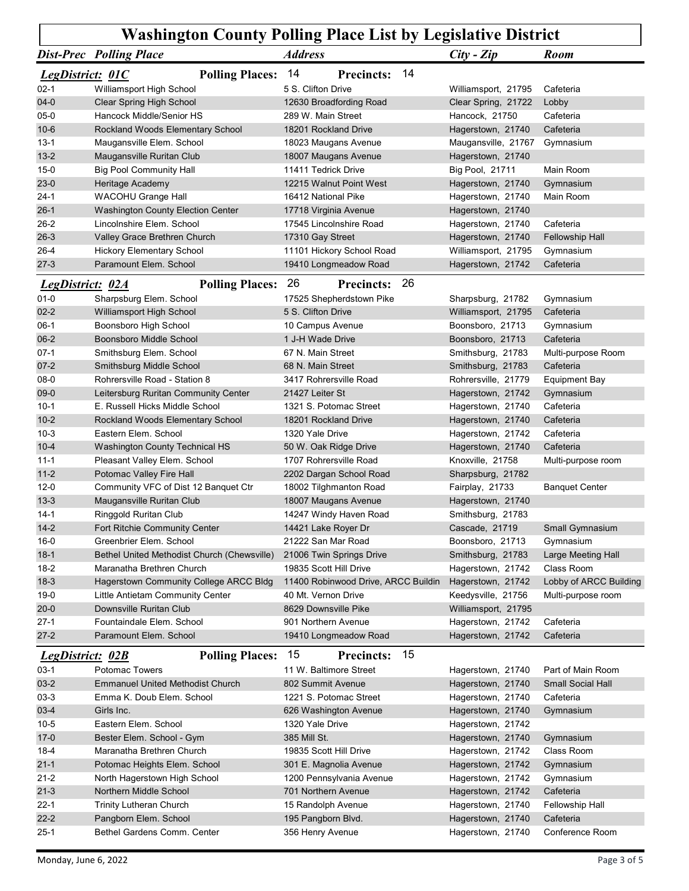# Washington County Polling Place List by Legislative District

| Dist-Prec | Polling Place | Address | City - Zip | Room |
|---|---|---|---|---|
| **LegDistrict: 01C** | **Polling Places:** 14 | **Precincts:** 14 | | |
| 02-1 | Williamsport High School | 5 S. Clifton Drive | Williamsport, 21795 | Cafeteria |
| 04-0 | Clear Spring High School | 12630 Broadfording Road | Clear Spring, 21722 | Lobby |
| 05-0 | Hancock Middle/Senior HS | 289 W. Main Street | Hancock, 21750 | Cafeteria |
| 10-6 | Rockland Woods Elementary School | 18201 Rockland Drive | Hagerstown, 21740 | Cafeteria |
| 13-1 | Maugansville Elem. School | 18023 Maugans Avenue | Maugansville, 21767 | Gymnasium |
| 13-2 | Maugansville Ruritan Club | 18007 Maugans Avenue | Hagerstown, 21740 | |
| 15-0 | Big Pool Community Hall | 11411 Tedrick Drive | Big Pool, 21711 | Main Room |
| 23-0 | Heritage Academy | 12215 Walnut Point West | Hagerstown, 21740 | Gymnasium |
| 24-1 | WACOHU Grange Hall | 16412 National Pike | Hagerstown, 21740 | Main Room |
| 26-1 | Washington County Election Center | 17718 Virginia Avenue | Hagerstown, 21740 | |
| 26-2 | Lincolnshire Elem. School | 17545 Lincolnshire Road | Hagerstown, 21740 | Cafeteria |
| 26-3 | Valley Grace Brethren Church | 17310 Gay Street | Hagerstown, 21740 | Fellowship Hall |
| 26-4 | Hickory Elementary School | 11101 Hickory School Road | Williamsport, 21795 | Gymnasium |
| 27-3 | Paramount Elem. School | 19410 Longmeadow Road | Hagerstown, 21742 | Cafeteria |
| **LegDistrict: 02A** | **Polling Places:** 26 | **Precincts:** 26 | | |
| 01-0 | Sharpsburg Elem. School | 17525 Shepherdstown Pike | Sharpsburg, 21782 | Gymnasium |
| 02-2 | Williamsport High School | 5 S. Clifton Drive | Williamsport, 21795 | Cafeteria |
| 06-1 | Boonsboro High School | 10 Campus Avenue | Boonsboro, 21713 | Gymnasium |
| 06-2 | Boonsboro Middle School | 1 J-H Wade Drive | Boonsboro, 21713 | Cafeteria |
| 07-1 | Smithsburg Elem. School | 67 N. Main Street | Smithsburg, 21783 | Multi-purpose Room |
| 07-2 | Smithsburg Middle School | 68 N. Main Street | Smithsburg, 21783 | Cafeteria |
| 08-0 | Rohrersville Road - Station 8 | 3417 Rohrersville Road | Rohrersville, 21779 | Equipment Bay |
| 09-0 | Leitersburg Ruritan Community Center | 21427 Leiter St | Hagerstown, 21742 | Gymnasium |
| 10-1 | E. Russell Hicks Middle School | 1321 S. Potomac Street | Hagerstown, 21740 | Cafeteria |
| 10-2 | Rockland Woods Elementary School | 18201 Rockland Drive | Hagerstown, 21740 | Cafeteria |
| 10-3 | Eastern Elem. School | 1320 Yale Drive | Hagerstown, 21742 | Cafeteria |
| 10-4 | Washington County Technical HS | 50 W. Oak Ridge Drive | Hagerstown, 21740 | Cafeteria |
| 11-1 | Pleasant Valley Elem. School | 1707 Rohrersville Road | Knoxville, 21758 | Multi-purpose room |
| 11-2 | Potomac Valley Fire Hall | 2202 Dargan School Road | Sharpsburg, 21782 | |
| 12-0 | Community VFC of Dist 12 Banquet Ctr | 18002 Tilghmanton Road | Fairplay, 21733 | Banquet Center |
| 13-3 | Maugansville Ruritan Club | 18007 Maugans Avenue | Hagerstown, 21740 | |
| 14-1 | Ringgold Ruritan Club | 14247 Windy Haven Road | Smithsburg, 21783 | |
| 14-2 | Fort Ritchie Community Center | 14421 Lake Royer Dr | Cascade, 21719 | Small Gymnasium |
| 16-0 | Greenbrier Elem. School | 21222 San Mar Road | Boonsboro, 21713 | Gymnasium |
| 18-1 | Bethel United Methodist Church (Chewsville) | 21006 Twin Springs Drive | Smithsburg, 21783 | Large Meeting Hall |
| 18-2 | Maranatha Brethren Church | 19835 Scott Hill Drive | Hagerstown, 21742 | Class Room |
| 18-3 | Hagerstown Community College ARCC Bldg | 11400 Robinwood Drive, ARCC Buildin | Hagerstown, 21742 | Lobby of ARCC Building |
| 19-0 | Little Antietam Community Center | 40 Mt. Vernon Drive | Keedysville, 21756 | Multi-purpose room |
| 20-0 | Downsville Ruritan Club | 8629 Downsville Pike | Williamsport, 21795 | |
| 27-1 | Fountaindale Elem. School | 901 Northern Avenue | Hagerstown, 21742 | Cafeteria |
| 27-2 | Paramount Elem. School | 19410 Longmeadow Road | Hagerstown, 21742 | Cafeteria |
| **LegDistrict: 02B** | **Polling Places:** 15 | **Precincts:** 15 | | |
| 03-1 | Potomac Towers | 11 W. Baltimore Street | Hagerstown, 21740 | Part of Main Room |
| 03-2 | Emmanuel United Methodist Church | 802 Summit Avenue | Hagerstown, 21740 | Small Social Hall |
| 03-3 | Emma K. Doub Elem. School | 1221 S. Potomac Street | Hagerstown, 21740 | Cafeteria |
| 03-4 | Girls Inc. | 626 Washington Avenue | Hagerstown, 21740 | Gymnasium |
| 10-5 | Eastern Elem. School | 1320 Yale Drive | Hagerstown, 21742 | |
| 17-0 | Bester Elem. School - Gym | 385 Mill St. | Hagerstown, 21740 | Gymnasium |
| 18-4 | Maranatha Brethren Church | 19835 Scott Hill Drive | Hagerstown, 21742 | Class Room |
| 21-1 | Potomac Heights Elem. School | 301 E. Magnolia Avenue | Hagerstown, 21742 | Gymnasium |
| 21-2 | North Hagerstown High School | 1200 Pennsylvania Avenue | Hagerstown, 21742 | Gymnasium |
| 21-3 | Northern Middle School | 701 Northern Avenue | Hagerstown, 21742 | Cafeteria |
| 22-1 | Trinity Lutheran Church | 15 Randolph Avenue | Hagerstown, 21740 | Fellowship Hall |
| 22-2 | Pangborn Elem. School | 195 Pangborn Blvd. | Hagerstown, 21740 | Cafeteria |
| 25-1 | Bethel Gardens Comm. Center | 356 Henry Avenue | Hagerstown, 21740 | Conference Room |

Monday, June 6, 2022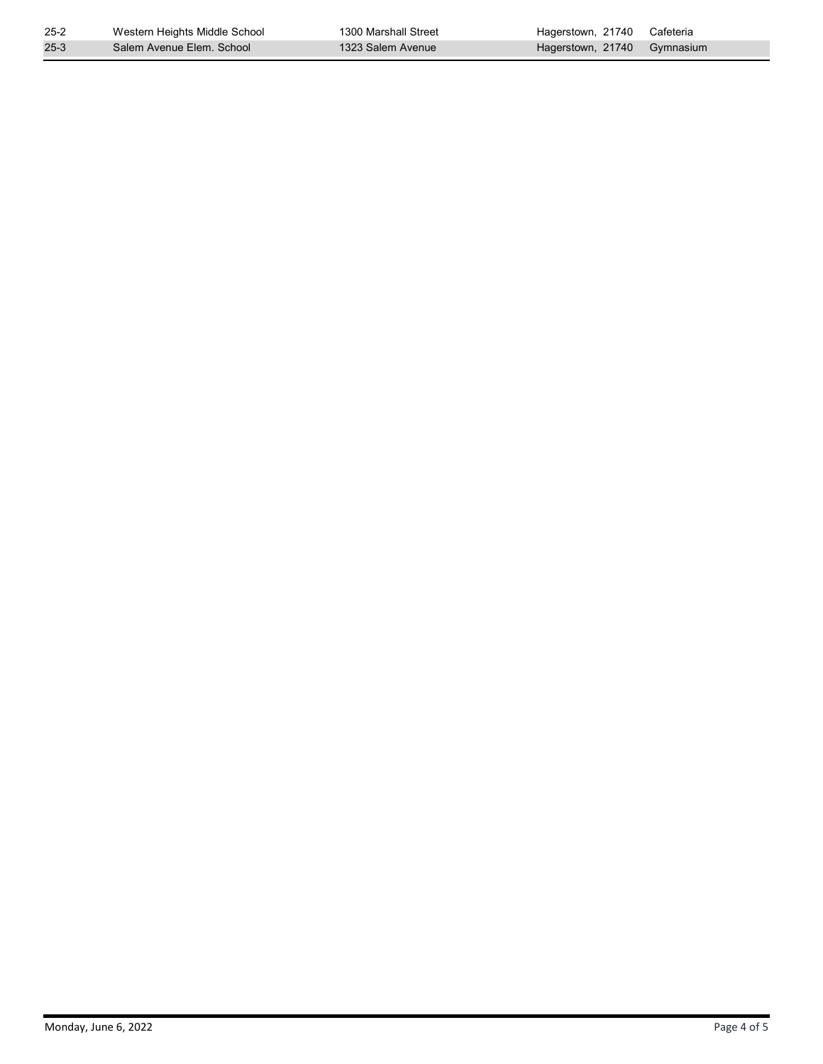| | | | | |
|---|---|---|---|---|
| 25-2 | Western Heights Middle School | 1300 Marshall Street | Hagerstown, 21740 | Cafeteria |
| 25-3 | Salem Avenue Elem. School | 1323 Salem Avenue | Hagerstown, 21740 | Gymnasium |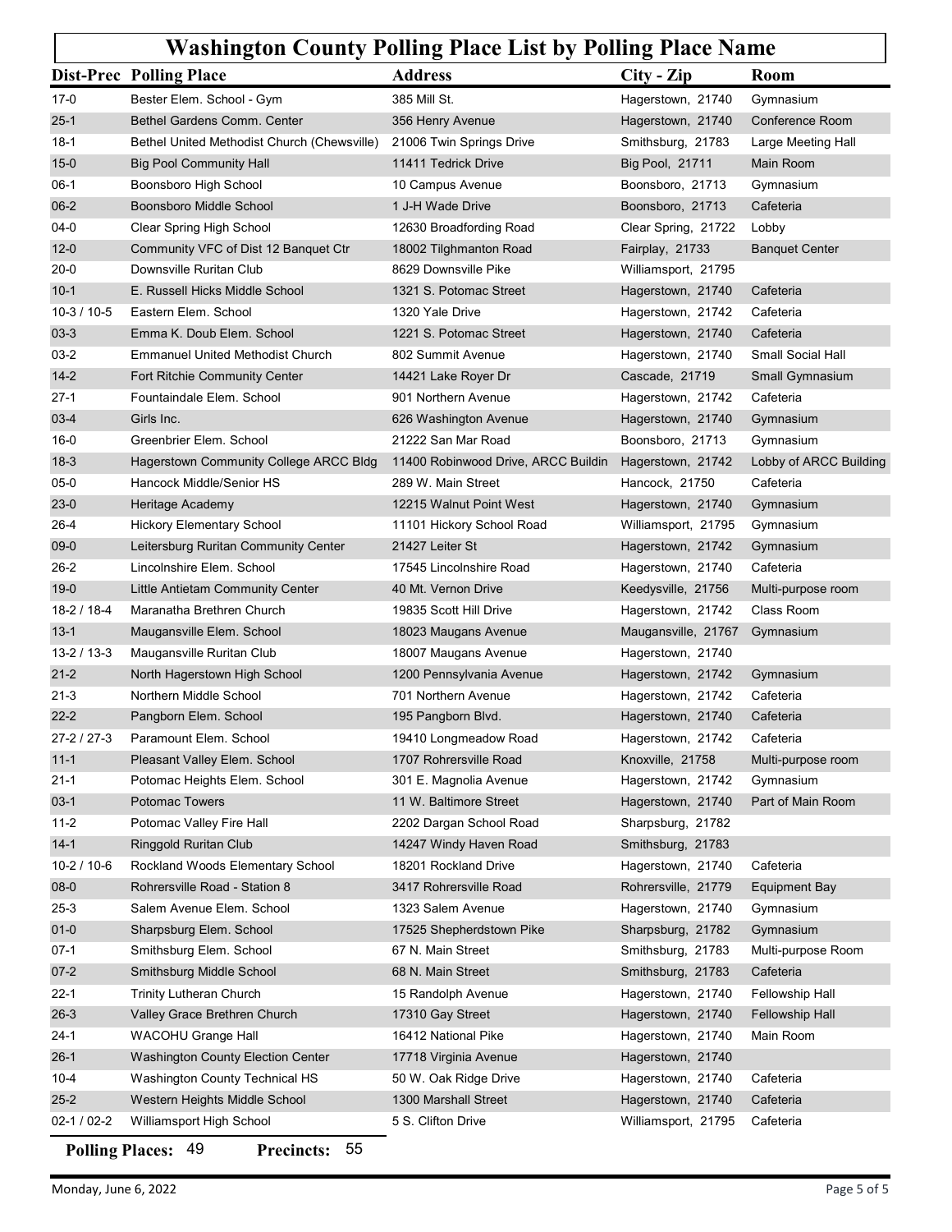# Washington County Polling Place List by Polling Place Name

| Dist-Prec | Polling Place | Address | City - Zip | Room |
| --- | --- | --- | --- | --- |
| 17-0 | Bester Elem. School - Gym | 385 Mill St. | Hagerstown, 21740 | Gymnasium |
| 25-1 | Bethel Gardens Comm. Center | 356 Henry Avenue | Hagerstown, 21740 | Conference Room |
| 18-1 | Bethel United Methodist Church (Chewsville) | 21006 Twin Springs Drive | Smithsburg, 21783 | Large Meeting Hall |
| 15-0 | Big Pool Community Hall | 11411 Tedrick Drive | Big Pool, 21711 | Main Room |
| 06-1 | Boonsboro High School | 10 Campus Avenue | Boonsboro, 21713 | Gymnasium |
| 06-2 | Boonsboro Middle School | 1 J-H Wade Drive | Boonsboro, 21713 | Cafeteria |
| 04-0 | Clear Spring High School | 12630 Broadfording Road | Clear Spring, 21722 | Lobby |
| 12-0 | Community VFC of Dist 12 Banquet Ctr | 18002 Tilghmanton Road | Fairplay, 21733 | Banquet Center |
| 20-0 | Downsville Ruritan Club | 8629 Downsville Pike | Williamsport, 21795 | |
| 10-1 | E. Russell Hicks Middle School | 1321 S. Potomac Street | Hagerstown, 21740 | Cafeteria |
| 10-3 / 10-5 | Eastern Elem. School | 1320 Yale Drive | Hagerstown, 21742 | Cafeteria |
| 03-3 | Emma K. Doub Elem. School | 1221 S. Potomac Street | Hagerstown, 21740 | Cafeteria |
| 03-2 | Emmanuel United Methodist Church | 802 Summit Avenue | Hagerstown, 21740 | Small Social Hall |
| 14-2 | Fort Ritchie Community Center | 14421 Lake Royer Dr | Cascade, 21719 | Small Gymnasium |
| 27-1 | Fountaindale Elem. School | 901 Northern Avenue | Hagerstown, 21742 | Cafeteria |
| 03-4 | Girls Inc. | 626 Washington Avenue | Hagerstown, 21740 | Gymnasium |
| 16-0 | Greenbrier Elem. School | 21222 San Mar Road | Boonsboro, 21713 | Gymnasium |
| 18-3 | Hagerstown Community College ARCC Bldg | 11400 Robinwood Drive, ARCC Buildin | Hagerstown, 21742 | Lobby of ARCC Building |
| 05-0 | Hancock Middle/Senior HS | 289 W. Main Street | Hancock, 21750 | Cafeteria |
| 23-0 | Heritage Academy | 12215 Walnut Point West | Hagerstown, 21740 | Gymnasium |
| 26-4 | Hickory Elementary School | 11101 Hickory School Road | Williamsport, 21795 | Gymnasium |
| 09-0 | Leitersburg Ruritan Community Center | 21427 Leiter St | Hagerstown, 21742 | Gymnasium |
| 26-2 | Lincolnshire Elem. School | 17545 Lincolnshire Road | Hagerstown, 21740 | Cafeteria |
| 19-0 | Little Antietam Community Center | 40 Mt. Vernon Drive | Keedysville, 21756 | Multi-purpose room |
| 18-2 / 18-4 | Maranatha Brethren Church | 19835 Scott Hill Drive | Hagerstown, 21742 | Class Room |
| 13-1 | Maugansville Elem. School | 18023 Maugans Avenue | Maugansville, 21767 | Gymnasium |
| 13-2 / 13-3 | Maugansville Ruritan Club | 18007 Maugans Avenue | Hagerstown, 21740 | |
| 21-2 | North Hagerstown High School | 1200 Pennsylvania Avenue | Hagerstown, 21742 | Gymnasium |
| 21-3 | Northern Middle School | 701 Northern Avenue | Hagerstown, 21742 | Cafeteria |
| 22-2 | Pangborn Elem. School | 195 Pangborn Blvd. | Hagerstown, 21740 | Cafeteria |
| 27-2 / 27-3 | Paramount Elem. School | 19410 Longmeadow Road | Hagerstown, 21742 | Cafeteria |
| 11-1 | Pleasant Valley Elem. School | 1707 Rohrersville Road | Knoxville, 21758 | Multi-purpose room |
| 21-1 | Potomac Heights Elem. School | 301 E. Magnolia Avenue | Hagerstown, 21742 | Gymnasium |
| 03-1 | Potomac Towers | 11 W. Baltimore Street | Hagerstown, 21740 | Part of Main Room |
| 11-2 | Potomac Valley Fire Hall | 2202 Dargan School Road | Sharpsburg, 21782 | |
| 14-1 | Ringgold Ruritan Club | 14247 Windy Haven Road | Smithsburg, 21783 | |
| 10-2 / 10-6 | Rockland Woods Elementary School | 18201 Rockland Drive | Hagerstown, 21740 | Cafeteria |
| 08-0 | Rohrersville Road - Station 8 | 3417 Rohrersville Road | Rohrersville, 21779 | Equipment Bay |
| 25-3 | Salem Avenue Elem. School | 1323 Salem Avenue | Hagerstown, 21740 | Gymnasium |
| 01-0 | Sharpsburg Elem. School | 17525 Shepherdstown Pike | Sharpsburg, 21782 | Gymnasium |
| 07-1 | Smithsburg Elem. School | 67 N. Main Street | Smithsburg, 21783 | Multi-purpose Room |
| 07-2 | Smithsburg Middle School | 68 N. Main Street | Smithsburg, 21783 | Cafeteria |
| 22-1 | Trinity Lutheran Church | 15 Randolph Avenue | Hagerstown, 21740 | Fellowship Hall |
| 26-3 | Valley Grace Brethren Church | 17310 Gay Street | Hagerstown, 21740 | Fellowship Hall |
| 24-1 | WACOHU Grange Hall | 16412 National Pike | Hagerstown, 21740 | Main Room |
| 26-1 | Washington County Election Center | 17718 Virginia Avenue | Hagerstown, 21740 | |
| 10-4 | Washington County Technical HS | 50 W. Oak Ridge Drive | Hagerstown, 21740 | Cafeteria |
| 25-2 | Western Heights Middle School | 1300 Marshall Street | Hagerstown, 21740 | Cafeteria |
| 02-1 / 02-2 | Williamsport High School | 5 S. Clifton Drive | Williamsport, 21795 | Cafeteria |

**Polling Places:** 49 **Precincts:** 55

Monday, June 6, 2022